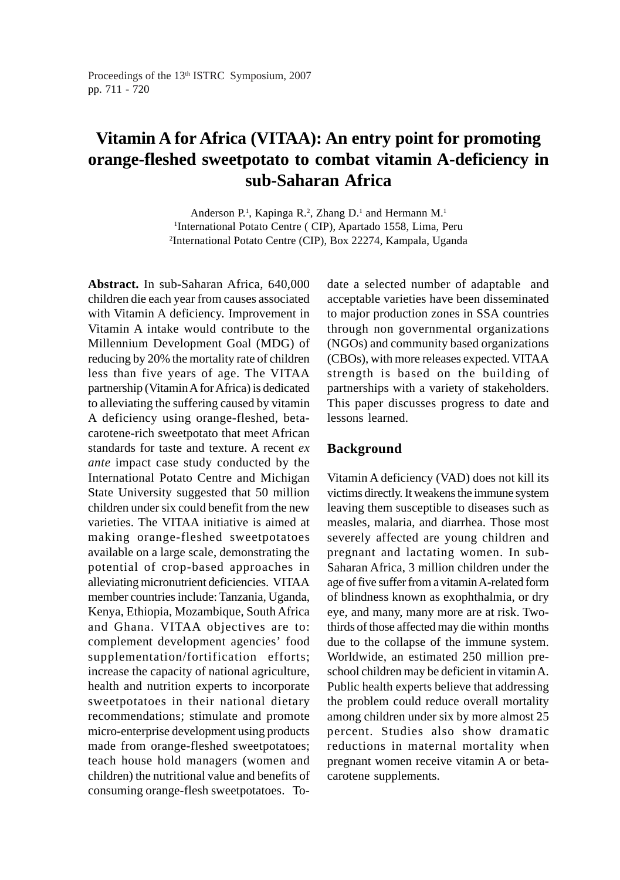# Vitamin A for Africa (VITAA): An entry point for promoting orange-fleshed sweetpotato to combat vitamin A-deficiency in sub-Saharan Africa

Anderson P.[1], Kapinga R.[2], Zhang D.[1] and Hermann M.[1]

[1]International Potato Centre ( CIP), Apartado 1558, Lima, Peru

[2]International Potato Centre (CIP), Box 22274, Kampala, Uganda

**Abstract.** In sub-Saharan Africa, 640,000 children die each year from causes associated with Vitamin A deficiency. Improvement in Vitamin A intake would contribute to the Millennium Development Goal (MDG) of reducing by 20% the mortality rate of children less than five years of age. The VITAA partnership (Vitamin A for Africa) is dedicated to alleviating the suffering caused by vitamin A deficiency using orange-fleshed, beta-carotene-rich sweetpotato that meet African standards for taste and texture. A recent *ex ante* impact case study conducted by the International Potato Centre and Michigan State University suggested that 50 million children under six could benefit from the new varieties. The VITAA initiative is aimed at making orange-fleshed sweetpotatoes available on a large scale, demonstrating the potential of crop-based approaches in alleviating micronutrient deficiencies. VITAA member countries include: Tanzania, Uganda, Kenya, Ethiopia, Mozambique, South Africa and Ghana. VITAA objectives are to: complement development agencies' food supplementation/fortification efforts; increase the capacity of national agriculture, health and nutrition experts to incorporate sweetpotatoes in their national dietary recommendations; stimulate and promote micro-enterprise development using products made from orange-fleshed sweetpotatoes; teach house hold managers (women and children) the nutritional value and benefits of consuming orange-flesh sweetpotatoes. To-date a selected number of adaptable and acceptable varieties have been disseminated to major production zones in SSA countries through non governmental organizations (NGOs) and community based organizations (CBOs), with more releases expected. VITAA strength is based on the building of partnerships with a variety of stakeholders. This paper discusses progress to date and lessons learned.

## Background

Vitamin A deficiency (VAD) does not kill its victims directly. It weakens the immune system leaving them susceptible to diseases such as measles, malaria, and diarrhea. Those most severely affected are young children and pregnant and lactating women. In sub-Saharan Africa, 3 million children under the age of five suffer from a vitamin A-related form of blindness known as exophthalmia, or dry eye, and many, many more are at risk. Two-thirds of those affected may die within months due to the collapse of the immune system. Worldwide, an estimated 250 million pre-school children may be deficient in vitamin A. Public health experts believe that addressing the problem could reduce overall mortality among children under six by more almost 25 percent. Studies also show dramatic reductions in maternal mortality when pregnant women receive vitamin A or beta-carotene supplements.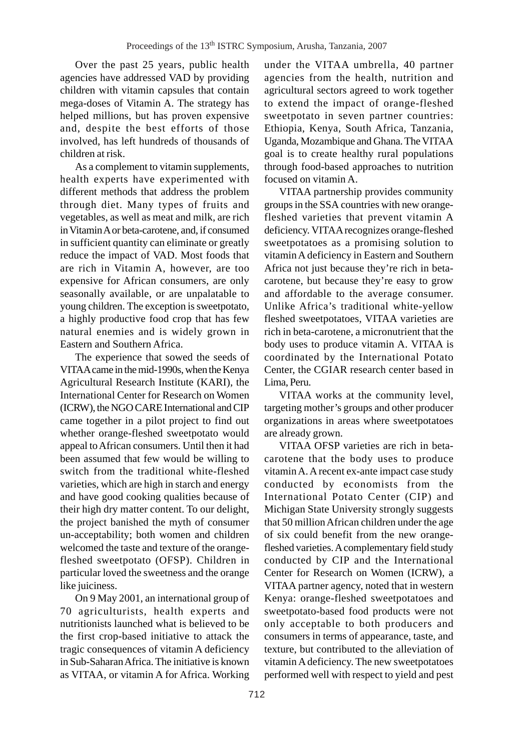Over the past 25 years, public health agencies have addressed VAD by providing children with vitamin capsules that contain mega-doses of Vitamin A. The strategy has helped millions, but has proven expensive and, despite the best efforts of those involved, has left hundreds of thousands of children at risk.

As a complement to vitamin supplements, health experts have experimented with different methods that address the problem through diet. Many types of fruits and vegetables, as well as meat and milk, are rich in Vitamin A or beta-carotene, and, if consumed in sufficient quantity can eliminate or greatly reduce the impact of VAD. Most foods that are rich in Vitamin A, however, are too expensive for African consumers, are only seasonally available, or are unpalatable to young children. The exception is sweetpotato, a highly productive food crop that has few natural enemies and is widely grown in Eastern and Southern Africa.

The experience that sowed the seeds of VITAA came in the mid-1990s, when the Kenya Agricultural Research Institute (KARI), the International Center for Research on Women (ICRW), the NGO CARE International and CIP came together in a pilot project to find out whether orange-fleshed sweetpotato would appeal to African consumers. Until then it had been assumed that few would be willing to switch from the traditional white-fleshed varieties, which are high in starch and energy and have good cooking qualities because of their high dry matter content. To our delight, the project banished the myth of consumer un-acceptability; both women and children welcomed the taste and texture of the orange-fleshed sweetpotato (OFSP). Children in particular loved the sweetness and the orange like juiciness.

On 9 May 2001, an international group of 70 agriculturists, health experts and nutritionists launched what is believed to be the first crop-based initiative to attack the tragic consequences of vitamin A deficiency in Sub-Saharan Africa. The initiative is known as VITAA, or vitamin A for Africa. Working under the VITAA umbrella, 40 partner agencies from the health, nutrition and agricultural sectors agreed to work together to extend the impact of orange-fleshed sweetpotato in seven partner countries: Ethiopia, Kenya, South Africa, Tanzania, Uganda, Mozambique and Ghana. The VITAA goal is to create healthy rural populations through food-based approaches to nutrition focused on vitamin A.

VITAA partnership provides community groups in the SSA countries with new orange-fleshed varieties that prevent vitamin A deficiency. VITAA recognizes orange-fleshed sweetpotatoes as a promising solution to vitamin A deficiency in Eastern and Southern Africa not just because they're rich in beta-carotene, but because they're easy to grow and affordable to the average consumer. Unlike Africa's traditional white-yellow fleshed sweetpotatoes, VITAA varieties are rich in beta-carotene, a micronutrient that the body uses to produce vitamin A. VITAA is coordinated by the International Potato Center, the CGIAR research center based in Lima, Peru.

VITAA works at the community level, targeting mother's groups and other producer organizations in areas where sweetpotatoes are already grown.

VITAA OFSP varieties are rich in beta-carotene that the body uses to produce vitamin A. A recent ex-ante impact case study conducted by economists from the International Potato Center (CIP) and Michigan State University strongly suggests that 50 million African children under the age of six could benefit from the new orange-fleshed varieties. A complementary field study conducted by CIP and the International Center for Research on Women (ICRW), a VITAA partner agency, noted that in western Kenya: orange-fleshed sweetpotatoes and sweetpotato-based food products were not only acceptable to both producers and consumers in terms of appearance, taste, and texture, but contributed to the alleviation of vitamin A deficiency. The new sweetpotatoes performed well with respect to yield and pest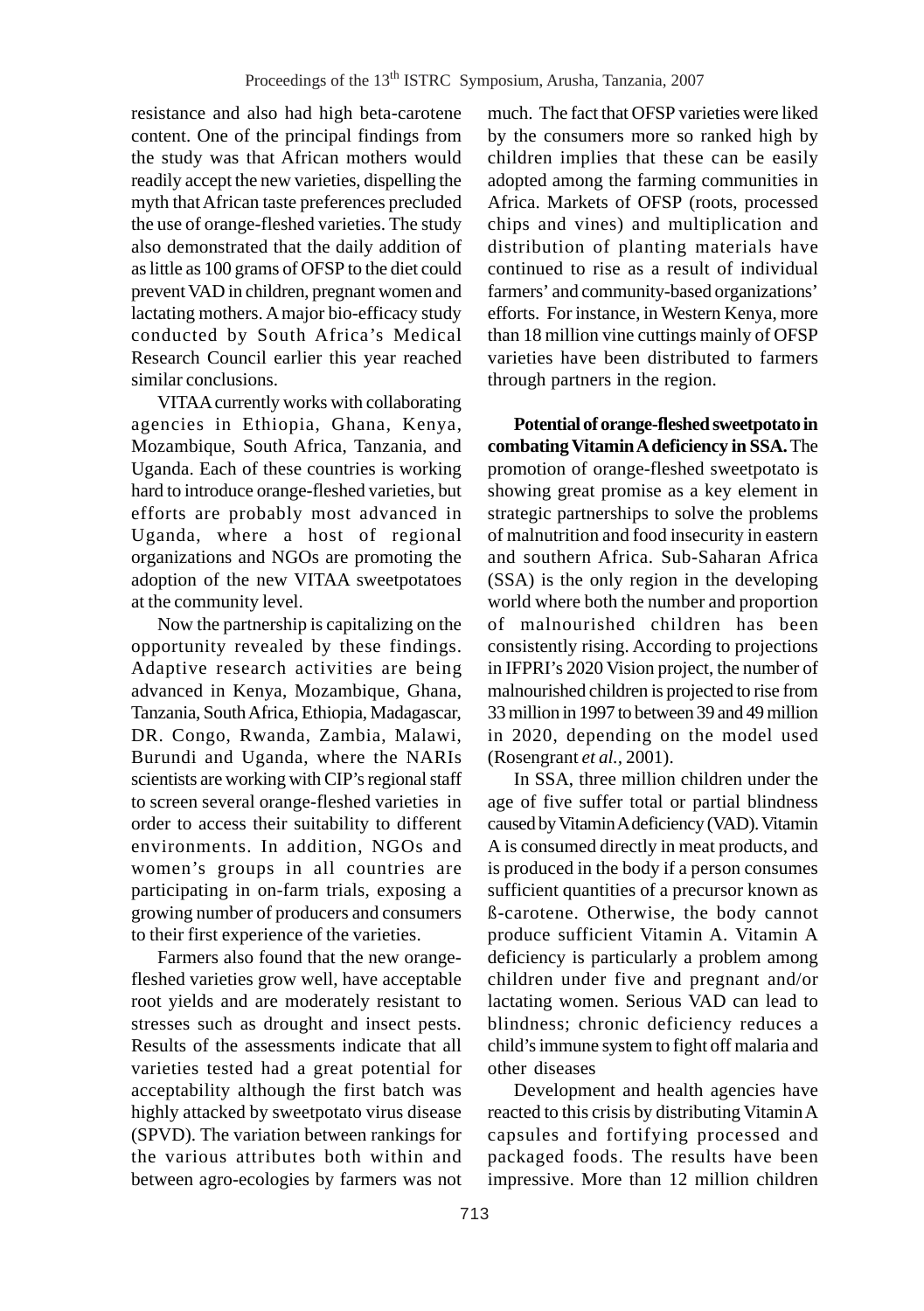resistance and also had high beta-carotene content. One of the principal findings from the study was that African mothers would readily accept the new varieties, dispelling the myth that African taste preferences precluded the use of orange-fleshed varieties. The study also demonstrated that the daily addition of as little as 100 grams of OFSP to the diet could prevent VAD in children, pregnant women and lactating mothers. A major bio-efficacy study conducted by South Africa's Medical Research Council earlier this year reached similar conclusions.

VITAA currently works with collaborating agencies in Ethiopia, Ghana, Kenya, Mozambique, South Africa, Tanzania, and Uganda. Each of these countries is working hard to introduce orange-fleshed varieties, but efforts are probably most advanced in Uganda, where a host of regional organizations and NGOs are promoting the adoption of the new VITAA sweetpotatoes at the community level.

Now the partnership is capitalizing on the opportunity revealed by these findings. Adaptive research activities are being advanced in Kenya, Mozambique, Ghana, Tanzania, South Africa, Ethiopia, Madagascar, DR. Congo, Rwanda, Zambia, Malawi, Burundi and Uganda, where the NARIs scientists are working with CIP's regional staff to screen several orange-fleshed varieties in order to access their suitability to different environments. In addition, NGOs and women's groups in all countries are participating in on-farm trials, exposing a growing number of producers and consumers to their first experience of the varieties.

Farmers also found that the new orange-fleshed varieties grow well, have acceptable root yields and are moderately resistant to stresses such as drought and insect pests. Results of the assessments indicate that all varieties tested had a great potential for acceptability although the first batch was highly attacked by sweetpotato virus disease (SPVD). The variation between rankings for the various attributes both within and between agro-ecologies by farmers was not much. The fact that OFSP varieties were liked by the consumers more so ranked high by children implies that these can be easily adopted among the farming communities in Africa. Markets of OFSP (roots, processed chips and vines) and multiplication and distribution of planting materials have continued to rise as a result of individual farmers' and community-based organizations' efforts. For instance, in Western Kenya, more than 18 million vine cuttings mainly of OFSP varieties have been distributed to farmers through partners in the region.

**Potential of orange-fleshed sweetpotato in combating Vitamin A deficiency in SSA.** The promotion of orange-fleshed sweetpotato is showing great promise as a key element in strategic partnerships to solve the problems of malnutrition and food insecurity in eastern and southern Africa. Sub-Saharan Africa (SSA) is the only region in the developing world where both the number and proportion of malnourished children has been consistently rising. According to projections in IFPRI's 2020 Vision project, the number of malnourished children is projected to rise from 33 million in 1997 to between 39 and 49 million in 2020, depending on the model used (Rosengrant *et al.,* 2001).

In SSA, three million children under the age of five suffer total or partial blindness caused by Vitamin A deficiency (VAD). Vitamin A is consumed directly in meat products, and is produced in the body if a person consumes sufficient quantities of a precursor known as ß-carotene. Otherwise, the body cannot produce sufficient Vitamin A. Vitamin A deficiency is particularly a problem among children under five and pregnant and/or lactating women. Serious VAD can lead to blindness; chronic deficiency reduces a child's immune system to fight off malaria and other diseases

Development and health agencies have reacted to this crisis by distributing Vitamin A capsules and fortifying processed and packaged foods. The results have been impressive. More than 12 million children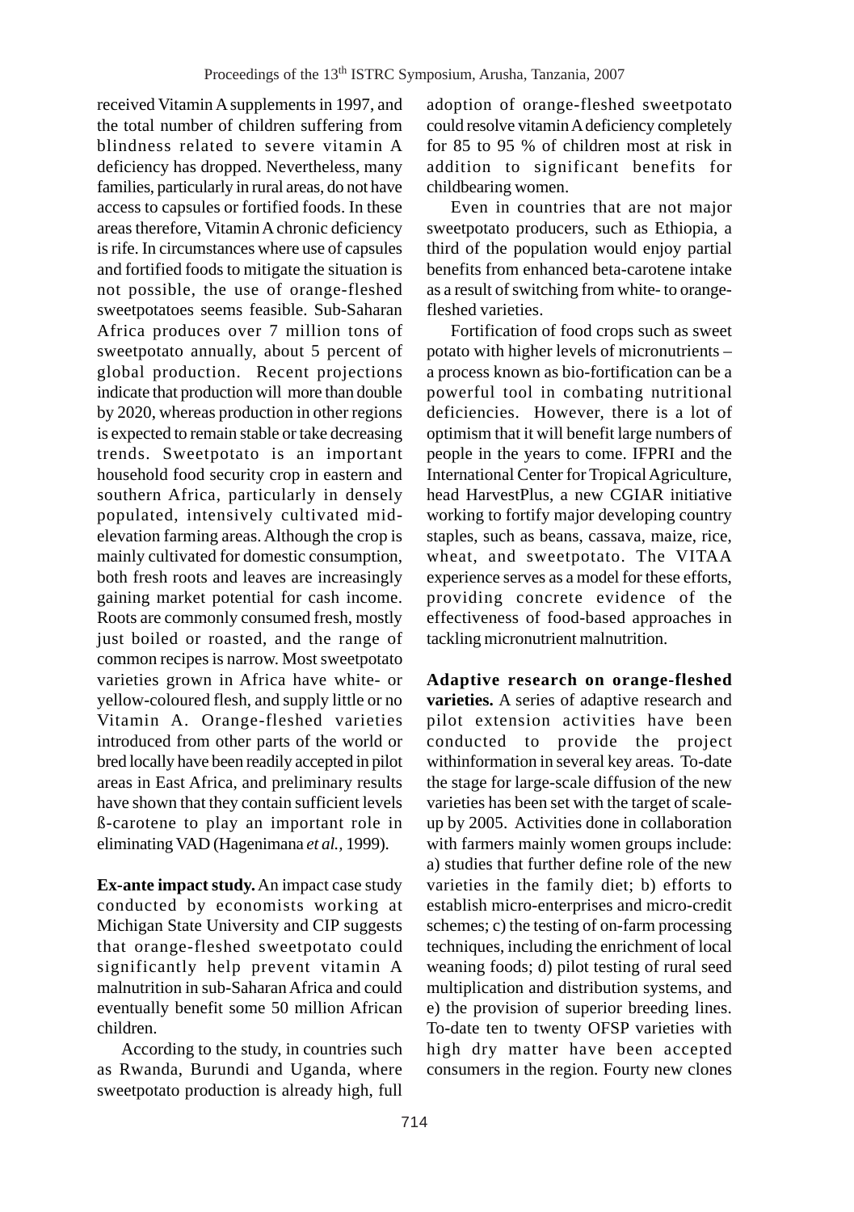received Vitamin A supplements in 1997, and the total number of children suffering from blindness related to severe vitamin A deficiency has dropped. Nevertheless, many families, particularly in rural areas, do not have access to capsules or fortified foods. In these areas therefore, Vitamin A chronic deficiency is rife. In circumstances where use of capsules and fortified foods to mitigate the situation is not possible, the use of orange-fleshed sweetpotatoes seems feasible. Sub-Saharan Africa produces over 7 million tons of sweetpotato annually, about 5 percent of global production. Recent projections indicate that production will more than double by 2020, whereas production in other regions is expected to remain stable or take decreasing trends. Sweetpotato is an important household food security crop in eastern and southern Africa, particularly in densely populated, intensively cultivated mid-elevation farming areas. Although the crop is mainly cultivated for domestic consumption, both fresh roots and leaves are increasingly gaining market potential for cash income. Roots are commonly consumed fresh, mostly just boiled or roasted, and the range of common recipes is narrow. Most sweetpotato varieties grown in Africa have white- or yellow-coloured flesh, and supply little or no Vitamin A. Orange-fleshed varieties introduced from other parts of the world or bred locally have been readily accepted in pilot areas in East Africa, and preliminary results have shown that they contain sufficient levels ß-carotene to play an important role in eliminating VAD (Hagenimana *et al.,* 1999).

**Ex-ante impact study.** An impact case study conducted by economists working at Michigan State University and CIP suggests that orange-fleshed sweetpotato could significantly help prevent vitamin A malnutrition in sub-Saharan Africa and could eventually benefit some 50 million African children.

According to the study, in countries such as Rwanda, Burundi and Uganda, where sweetpotato production is already high, full adoption of orange-fleshed sweetpotato could resolve vitamin A deficiency completely for 85 to 95 % of children most at risk in addition to significant benefits for childbearing women.

Even in countries that are not major sweetpotato producers, such as Ethiopia, a third of the population would enjoy partial benefits from enhanced beta-carotene intake as a result of switching from white- to orange-fleshed varieties.

Fortification of food crops such as sweet potato with higher levels of micronutrients – a process known as bio-fortification can be a powerful tool in combating nutritional deficiencies. However, there is a lot of optimism that it will benefit large numbers of people in the years to come. IFPRI and the International Center for Tropical Agriculture, head HarvestPlus, a new CGIAR initiative working to fortify major developing country staples, such as beans, cassava, maize, rice, wheat, and sweetpotato. The VITAA experience serves as a model for these efforts, providing concrete evidence of the effectiveness of food-based approaches in tackling micronutrient malnutrition.

**Adaptive research on orange-fleshed varieties.** A series of adaptive research and pilot extension activities have been conducted to provide the project withinformation in several key areas. To-date the stage for large-scale diffusion of the new varieties has been set with the target of scale-up by 2005. Activities done in collaboration with farmers mainly women groups include: a) studies that further define role of the new varieties in the family diet; b) efforts to establish micro-enterprises and micro-credit schemes; c) the testing of on-farm processing techniques, including the enrichment of local weaning foods; d) pilot testing of rural seed multiplication and distribution systems, and e) the provision of superior breeding lines. To-date ten to twenty OFSP varieties with high dry matter have been accepted consumers in the region. Fourty new clones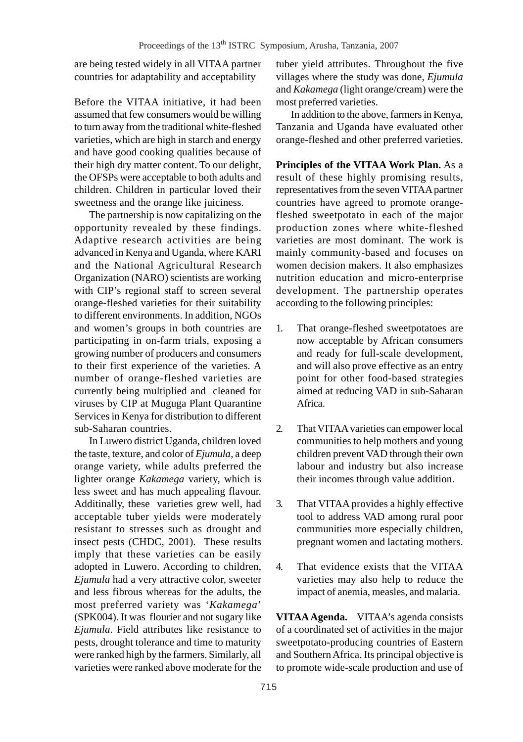are being tested widely in all VITAA partner countries for adaptability and acceptability

Before the VITAA initiative, it had been assumed that few consumers would be willing to turn away from the traditional white-fleshed varieties, which are high in starch and energy and have good cooking qualities because of their high dry matter content. To our delight, the OFSPs were acceptable to both adults and children. Children in particular loved their sweetness and the orange like juiciness.

The partnership is now capitalizing on the opportunity revealed by these findings. Adaptive research activities are being advanced in Kenya and Uganda, where KARI and the National Agricultural Research Organization (NARO) scientists are working with CIP's regional staff to screen several orange-fleshed varieties for their suitability to different environments. In addition, NGOs and women's groups in both countries are participating in on-farm trials, exposing a growing number of producers and consumers to their first experience of the varieties. A number of orange-fleshed varieties are currently being multiplied and cleaned for viruses by CIP at Muguga Plant Quarantine Services in Kenya for distribution to different sub-Saharan countries.

In Luwero district Uganda, children loved the taste, texture, and color of *Ejumula*, a deep orange variety, while adults preferred the lighter orange *Kakamega* variety, which is less sweet and has much appealing flavour. Additinally, these varieties grew well, had acceptable tuber yields were moderately resistant to stresses such as drought and insect pests (CHDC, 2001). These results imply that these varieties can be easily adopted in Luwero. According to children, *Ejumula* had a very attractive color, sweeter and less fibrous whereas for the adults, the most preferred variety was '*Kakamega*' (SPK004). It was flourier and not sugary like *Ejumula*. Field attributes like resistance to pests, drought tolerance and time to maturity were ranked high by the farmers. Similarly, all varieties were ranked above moderate for the tuber yield attributes. Throughout the five villages where the study was done, *Ejumula* and *Kakamega* (light orange/cream) were the most preferred varieties.

In addition to the above, farmers in Kenya, Tanzania and Uganda have evaluated other orange-fleshed and other preferred varieties.

**Principles of the VITAA Work Plan.** As a result of these highly promising results, representatives from the seven VITAA partner countries have agreed to promote orange-fleshed sweetpotato in each of the major production zones where white-fleshed varieties are most dominant. The work is mainly community-based and focuses on women decision makers. It also emphasizes nutrition education and micro-enterprise development. The partnership operates according to the following principles:

1. That orange-fleshed sweetpotatoes are now acceptable by African consumers and ready for full-scale development, and will also prove effective as an entry point for other food-based strategies aimed at reducing VAD in sub-Saharan Africa.

2. That VITAA varieties can empower local communities to help mothers and young children prevent VAD through their own labour and industry but also increase their incomes through value addition.

3. That VITAA provides a highly effective tool to address VAD among rural poor communities more especially children, pregnant women and lactating mothers.

4. That evidence exists that the VITAA varieties may also help to reduce the impact of anemia, measles, and malaria.

**VITAA Agenda.** VITAA's agenda consists of a coordinated set of activities in the major sweetpotato-producing countries of Eastern and Southern Africa. Its principal objective is to promote wide-scale production and use of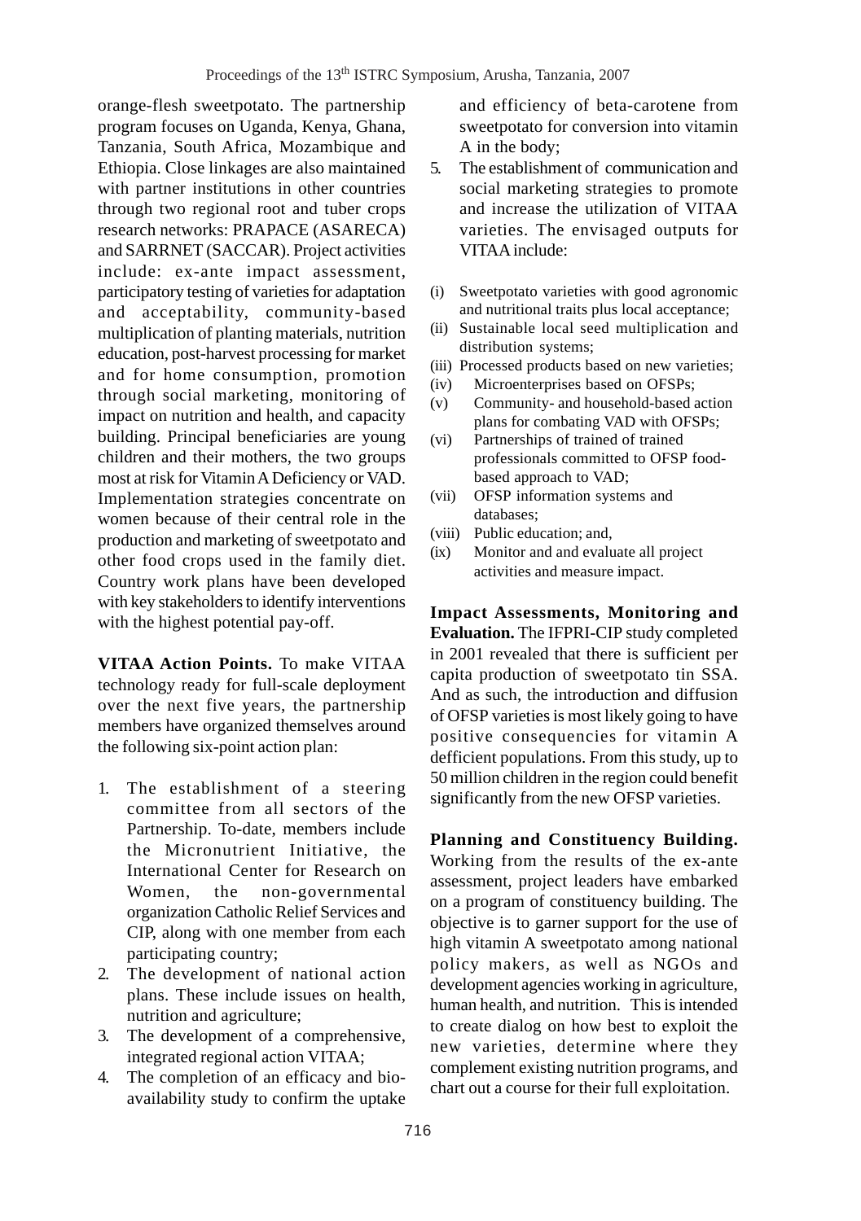orange-flesh sweetpotato. The partnership program focuses on Uganda, Kenya, Ghana, Tanzania, South Africa, Mozambique and Ethiopia. Close linkages are also maintained with partner institutions in other countries through two regional root and tuber crops research networks: PRAPACE (ASARECA) and SARRNET (SACCAR). Project activities include: ex-ante impact assessment, participatory testing of varieties for adaptation and acceptability, community-based multiplication of planting materials, nutrition education, post-harvest processing for market and for home consumption, promotion through social marketing, monitoring of impact on nutrition and health, and capacity building. Principal beneficiaries are young children and their mothers, the two groups most at risk for Vitamin A Deficiency or VAD. Implementation strategies concentrate on women because of their central role in the production and marketing of sweetpotato and other food crops used in the family diet. Country work plans have been developed with key stakeholders to identify interventions with the highest potential pay-off.

**VITAA Action Points.** To make VITAA technology ready for full-scale deployment over the next five years, the partnership members have organized themselves around the following six-point action plan:

1. The establishment of a steering committee from all sectors of the Partnership. To-date, members include the Micronutrient Initiative, the International Center for Research on Women, the non-governmental organization Catholic Relief Services and CIP, along with one member from each participating country;
2. The development of national action plans. These include issues on health, nutrition and agriculture;
3. The development of a comprehensive, integrated regional action VITAA;
4. The completion of an efficacy and bio-availability study to confirm the uptake and efficiency of beta-carotene from sweetpotato for conversion into vitamin A in the body;
5. The establishment of communication and social marketing strategies to promote and increase the utilization of VITAA varieties. The envisaged outputs for VITAA include:

(i) Sweetpotato varieties with good agronomic and nutritional traits plus local acceptance;
(ii) Sustainable local seed multiplication and distribution systems;
(iii) Processed products based on new varieties;
(iv) Microenterprises based on OFSPs;
(v) Community- and household-based action plans for combating VAD with OFSPs;
(vi) Partnerships of trained of trained professionals committed to OFSP food-based approach to VAD;
(vii) OFSP information systems and databases;
(viii) Public education; and,
(ix) Monitor and and evaluate all project activities and measure impact.

**Impact Assessments, Monitoring and Evaluation.** The IFPRI-CIP study completed in 2001 revealed that there is sufficient per capita production of sweetpotato tin SSA. And as such, the introduction and diffusion of OFSP varieties is most likely going to have positive consequencies for vitamin A defficient populations. From this study, up to 50 million children in the region could benefit significantly from the new OFSP varieties.

**Planning and Constituency Building.** Working from the results of the ex-ante assessment, project leaders have embarked on a program of constituency building. The objective is to garner support for the use of high vitamin A sweetpotato among national policy makers, as well as NGOs and development agencies working in agriculture, human health, and nutrition. This is intended to create dialog on how best to exploit the new varieties, determine where they complement existing nutrition programs, and chart out a course for their full exploitation.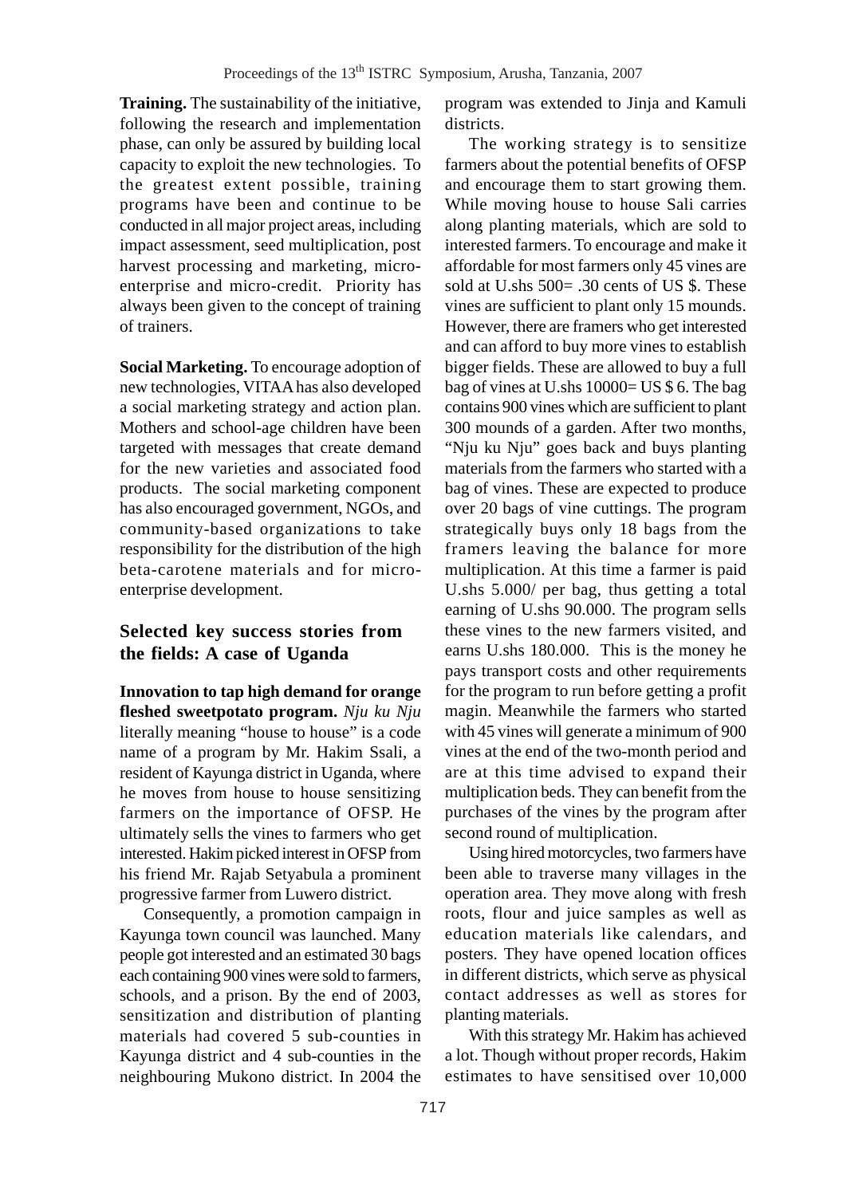**Training.** The sustainability of the initiative, following the research and implementation phase, can only be assured by building local capacity to exploit the new technologies. To the greatest extent possible, training programs have been and continue to be conducted in all major project areas, including impact assessment, seed multiplication, post harvest processing and marketing, micro-enterprise and micro-credit. Priority has always been given to the concept of training of trainers.

**Social Marketing.** To encourage adoption of new technologies, VITAA has also developed a social marketing strategy and action plan. Mothers and school-age children have been targeted with messages that create demand for the new varieties and associated food products. The social marketing component has also encouraged government, NGOs, and community-based organizations to take responsibility for the distribution of the high beta-carotene materials and for micro-enterprise development.

## Selected key success stories from the fields: A case of Uganda

**Innovation to tap high demand for orange fleshed sweetpotato program.** *Nju ku Nju* literally meaning "house to house" is a code name of a program by Mr. Hakim Ssali, a resident of Kayunga district in Uganda, where he moves from house to house sensitizing farmers on the importance of OFSP. He ultimately sells the vines to farmers who get interested. Hakim picked interest in OFSP from his friend Mr. Rajab Setyabula a prominent progressive farmer from Luwero district.

Consequently, a promotion campaign in Kayunga town council was launched. Many people got interested and an estimated 30 bags each containing 900 vines were sold to farmers, schools, and a prison. By the end of 2003, sensitization and distribution of planting materials had covered 5 sub-counties in Kayunga district and 4 sub-counties in the neighbouring Mukono district. In 2004 the program was extended to Jinja and Kamuli districts.

The working strategy is to sensitize farmers about the potential benefits of OFSP and encourage them to start growing them. While moving house to house Sali carries along planting materials, which are sold to interested farmers. To encourage and make it affordable for most farmers only 45 vines are sold at U.shs 500= .30 cents of US $. These vines are sufficient to plant only 15 mounds. However, there are framers who get interested and can afford to buy more vines to establish bigger fields. These are allowed to buy a full bag of vines at U.shs 10000= US $ 6. The bag contains 900 vines which are sufficient to plant 300 mounds of a garden. After two months, "Nju ku Nju" goes back and buys planting materials from the farmers who started with a bag of vines. These are expected to produce over 20 bags of vine cuttings. The program strategically buys only 18 bags from the framers leaving the balance for more multiplication. At this time a farmer is paid U.shs 5.000/ per bag, thus getting a total earning of U.shs 90.000. The program sells these vines to the new farmers visited, and earns U.shs 180.000. This is the money he pays transport costs and other requirements for the program to run before getting a profit magin. Meanwhile the farmers who started with 45 vines will generate a minimum of 900 vines at the end of the two-month period and are at this time advised to expand their multiplication beds. They can benefit from the purchases of the vines by the program after second round of multiplication.

Using hired motorcycles, two farmers have been able to traverse many villages in the operation area. They move along with fresh roots, flour and juice samples as well as education materials like calendars, and posters. They have opened location offices in different districts, which serve as physical contact addresses as well as stores for planting materials.

With this strategy Mr. Hakim has achieved a lot. Though without proper records, Hakim estimates to have sensitised over 10,000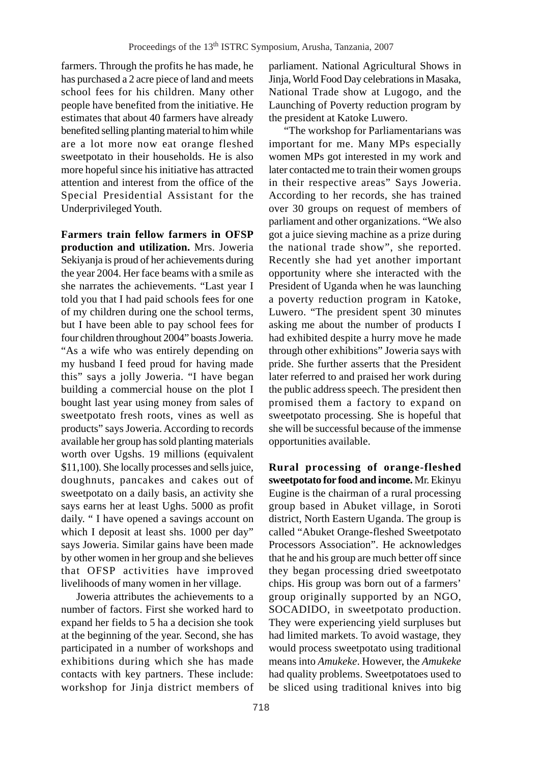farmers. Through the profits he has made, he has purchased a 2 acre piece of land and meets school fees for his children. Many other people have benefited from the initiative. He estimates that about 40 farmers have already benefited selling planting material to him while are a lot more now eat orange fleshed sweetpotato in their households. He is also more hopeful since his initiative has attracted attention and interest from the office of the Special Presidential Assistant for the Underprivileged Youth.

**Farmers train fellow farmers in OFSP production and utilization.** Mrs. Joweria Sekiyanja is proud of her achievements during the year 2004. Her face beams with a smile as she narrates the achievements. "Last year I told you that I had paid schools fees for one of my children during one the school terms, but I have been able to pay school fees for four children throughout 2004" boasts Joweria. "As a wife who was entirely depending on my husband I feed proud for having made this" says a jolly Joweria. "I have began building a commercial house on the plot I bought last year using money from sales of sweetpotato fresh roots, vines as well as products" says Joweria. According to records available her group has sold planting materials worth over Ugshs. 19 millions (equivalent $11,100). She locally processes and sells juice, doughnuts, pancakes and cakes out of sweetpotato on a daily basis, an activity she says earns her at least Ughs. 5000 as profit daily. " I have opened a savings account on which I deposit at least shs. 1000 per day" says Joweria. Similar gains have been made by other women in her group and she believes that OFSP activities have improved livelihoods of many women in her village.

Joweria attributes the achievements to a number of factors. First she worked hard to expand her fields to 5 ha a decision she took at the beginning of the year. Second, she has participated in a number of workshops and exhibitions during which she has made contacts with key partners. These include: workshop for Jinja district members of parliament. National Agricultural Shows in Jinja, World Food Day celebrations in Masaka, National Trade show at Lugogo, and the Launching of Poverty reduction program by the president at Katoke Luwero.

"The workshop for Parliamentarians was important for me. Many MPs especially women MPs got interested in my work and later contacted me to train their women groups in their respective areas" Says Joweria. According to her records, she has trained over 30 groups on request of members of parliament and other organizations. "We also got a juice sieving machine as a prize during the national trade show", she reported. Recently she had yet another important opportunity where she interacted with the President of Uganda when he was launching a poverty reduction program in Katoke, Luwero. "The president spent 30 minutes asking me about the number of products I had exhibited despite a hurry move he made through other exhibitions" Joweria says with pride. She further asserts that the President later referred to and praised her work during the public address speech. The president then promised them a factory to expand on sweetpotato processing. She is hopeful that she will be successful because of the immense opportunities available.

**Rural processing of orange-fleshed sweetpotato for food and income.** Mr. Ekinyu Eugine is the chairman of a rural processing group based in Abuket village, in Soroti district, North Eastern Uganda. The group is called "Abuket Orange-fleshed Sweetpotato Processors Association". He acknowledges that he and his group are much better off since they began processing dried sweetpotato chips. His group was born out of a farmers' group originally supported by an NGO, SOCADIDO, in sweetpotato production. They were experiencing yield surpluses but had limited markets. To avoid wastage, they would process sweetpotato using traditional means into *Amukeke*. However, the *Amukeke* had quality problems. Sweetpotatoes used to be sliced using traditional knives into big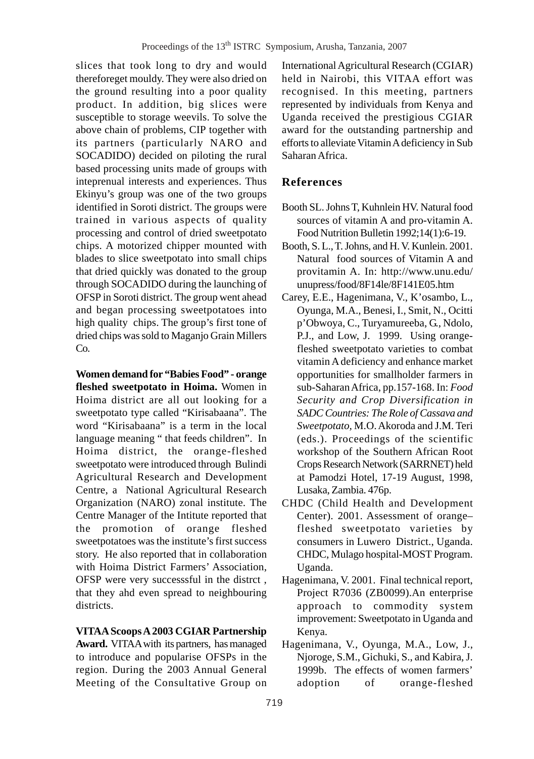slices that took long to dry and would thereforeget mouldy. They were also dried on the ground resulting into a poor quality product. In addition, big slices were susceptible to storage weevils. To solve the above chain of problems, CIP together with its partners (particularly NARO and SOCADIDO) decided on piloting the rural based processing units made of groups with inteprenual interests and experiences. Thus Ekinyu's group was one of the two groups identified in Soroti district. The groups were trained in various aspects of quality processing and control of dried sweetpotato chips. A motorized chipper mounted with blades to slice sweetpotato into small chips that dried quickly was donated to the group through SOCADIDO during the launching of OFSP in Soroti district. The group went ahead and began processing sweetpotatoes into high quality chips. The group's first tone of dried chips was sold to Maganjo Grain Millers Co.

**Women demand for "Babies Food" - orange fleshed sweetpotato in Hoima.** Women in Hoima district are all out looking for a sweetpotato type called "Kirisabaana". The word "Kirisabaana" is a term in the local language meaning " that feeds children". In Hoima district, the orange-fleshed sweetpotato were introduced through Bulindi Agricultural Research and Development Centre, a National Agricultural Research Organization (NARO) zonal institute. The Centre Manager of the Intitute reported that the promotion of orange fleshed sweetpotatoes was the institute's first success story. He also reported that in collaboration with Hoima District Farmers' Association, OFSP were very successsful in the distrct , that they ahd even spread to neighbouring districts.

**VITAA Scoops A 2003 CGIAR Partnership Award.** VITAA with its partners, has managed to introduce and popularise OFSPs in the region. During the 2003 Annual General Meeting of the Consultative Group on International Agricultural Research (CGIAR) held in Nairobi, this VITAA effort was recognised. In this meeting, partners represented by individuals from Kenya and Uganda received the prestigious CGIAR award for the outstanding partnership and efforts to alleviate Vitamin A deficiency in Sub Saharan Africa.

## References

Booth SL. Johns T, Kuhnlein HV. Natural food sources of vitamin A and pro-vitamin A. Food Nutrition Bulletin 1992;14(1):6-19.

Booth, S. L., T. Johns, and H. V. Kunlein. 2001. Natural food sources of Vitamin A and provitamin A. In: http://www.unu.edu/unupress/food/8F14le/8F141E05.htm

Carey, E.E., Hagenimana, V., K'osambo, L., Oyunga, M.A., Benesi, I., Smit, N., Ocitti p'Obwoya, C., Turyamureeba, G., Ndolo, P.J., and Low, J. 1999. Using orange-fleshed sweetpotato varieties to combat vitamin A deficiency and enhance market opportunities for smallholder farmers in sub-Saharan Africa, pp.157-168. In: *Food Security and Crop Diversification in SADC Countries: The Role of Cassava and Sweetpotato,* M.O. Akoroda and J.M. Teri (eds.). Proceedings of the scientific workshop of the Southern African Root Crops Research Network (SARRNET) held at Pamodzi Hotel, 17-19 August, 1998, Lusaka, Zambia. 476p.

CHDC (Child Health and Development Center). 2001. Assessment of orange–fleshed sweetpotato varieties by consumers in Luwero District., Uganda. CHDC, Mulago hospital-MOST Program. Uganda.

Hagenimana, V. 2001. Final technical report, Project R7036 (ZB0099).An enterprise approach to commodity system improvement: Sweetpotato in Uganda and Kenya.

Hagenimana, V., Oyunga, M.A., Low, J., Njoroge, S.M., Gichuki, S., and Kabira, J. 1999b. The effects of women farmers' adoption of orange-fleshed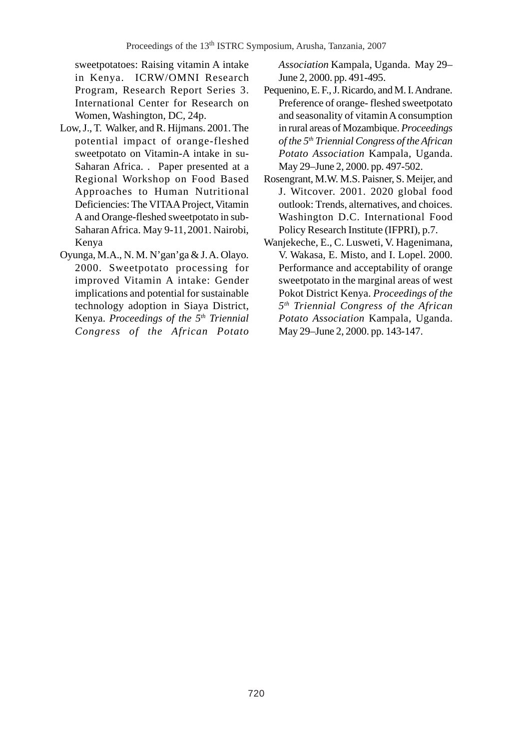sweetpotatoes: Raising vitamin A intake in Kenya. ICRW/OMNI Research Program, Research Report Series 3. International Center for Research on Women, Washington, DC, 24p.

Low, J., T. Walker, and R. Hijmans. 2001. The potential impact of orange-fleshed sweetpotato on Vitamin-A intake in su-Saharan Africa. . Paper presented at a Regional Workshop on Food Based Approaches to Human Nutritional Deficiencies: The VITAA Project, Vitamin A and Orange-fleshed sweetpotato in sub-Saharan Africa. May 9-11, 2001. Nairobi, Kenya

Oyunga, M.A., N. M. N'gan'ga & J. A. Olayo. 2000. Sweetpotato processing for improved Vitamin A intake: Gender implications and potential for sustainable technology adoption in Siaya District, Kenya. *Proceedings of the 5th Triennial Congress of the African Potato Association* Kampala, Uganda. May 29–June 2, 2000. pp. 491-495.

Pequenino, E. F., J. Ricardo, and M. I. Andrane. Preference of orange- fleshed sweetpotato and seasonality of vitamin A consumption in rural areas of Mozambique. *Proceedings of the 5th Triennial Congress of the African Potato Association* Kampala, Uganda. May 29–June 2, 2000. pp. 497-502.

Rosengrant, M.W. M.S. Paisner, S. Meijer, and J. Witcover. 2001. 2020 global food outlook: Trends, alternatives, and choices. Washington D.C. International Food Policy Research Institute (IFPRI), p.7.

Wanjekeche, E., C. Lusweti, V. Hagenimana, V. Wakasa, E. Misto, and I. Lopel. 2000. Performance and acceptability of orange sweetpotato in the marginal areas of west Pokot District Kenya. *Proceedings of the 5th Triennial Congress of the African Potato Association* Kampala, Uganda. May 29–June 2, 2000. pp. 143-147.